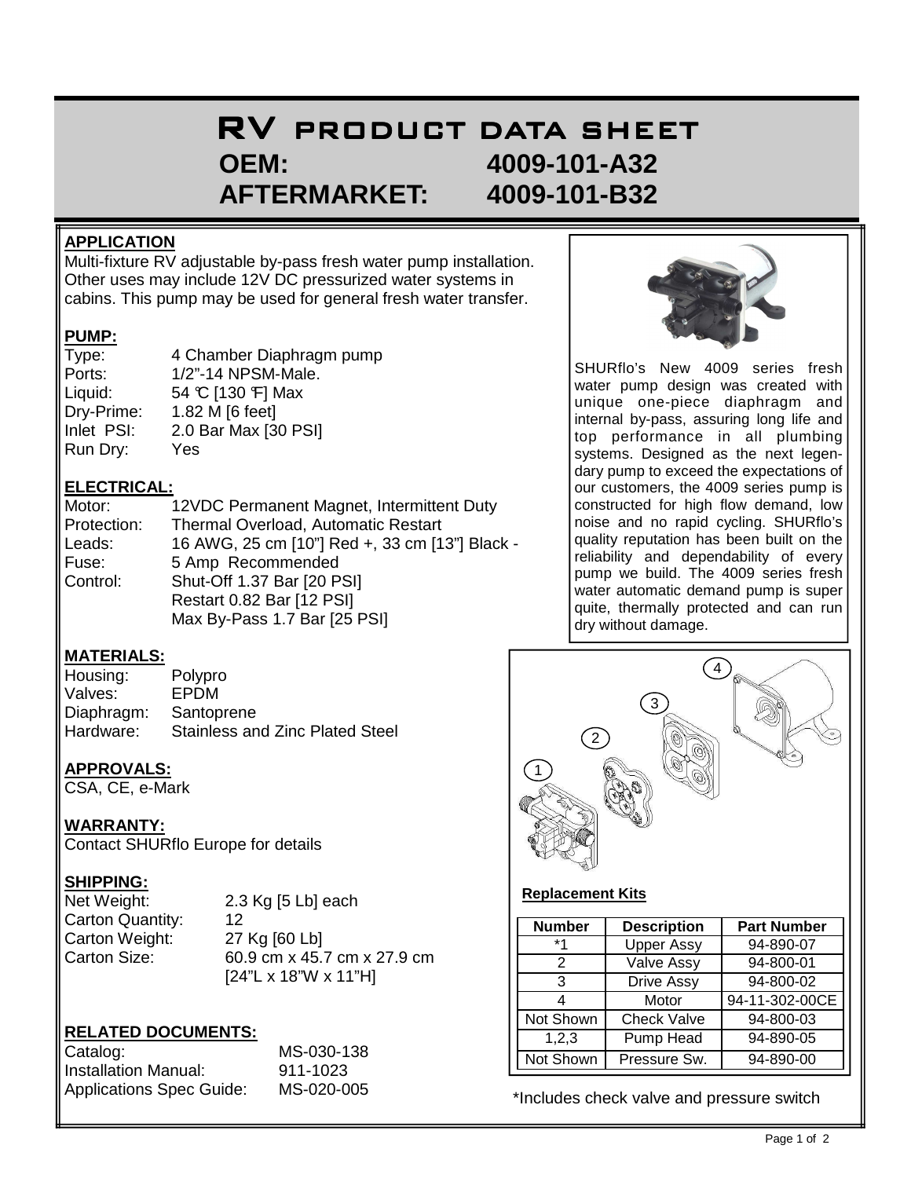# RV PRODUCT DATA SHEET

## OEM: 4009-101-A32
## AFTERMARKET: 4009-101-B32

### APPLICATION

Multi-fixture RV adjustable by-pass fresh water pump installation. Other uses may include 12V DC pressurized water systems in cabins. This pump may be used for general fresh water transfer.

### PUMP:

| | |
|---|---|
| Type: | 4 Chamber Diaphragm pump |
| Ports: | 1/2"-14 NPSM-Male. |
| Liquid: | 54 °C [130 °F] Max |
| Dry-Prime: | 1.82 M [6 feet] |
| Inlet PSI: | 2.0 Bar Max [30 PSI] |
| Run Dry: | Yes |

### ELECTRICAL:

| | |
|---|---|
| Motor: | 12VDC Permanent Magnet, Intermittent Duty |
| Protection: | Thermal Overload, Automatic Restart |
| Leads: | 16 AWG, 25 cm [10"] Red +, 33 cm [13"] Black - |
| Fuse: | 5 Amp Recommended |
| Control: | Shut-Off 1.37 Bar [20 PSI]<br>Restart 0.82 Bar [12 PSI]<br>Max By-Pass 1.7 Bar [25 PSI] |

### MATERIALS:

| | |
|---|---|
| Housing: | Polypro |
| Valves: | EPDM |
| Diaphragm: | Santoprene |
| Hardware: | Stainless and Zinc Plated Steel |

### APPROVALS:

CSA, CE, e-Mark

### WARRANTY:

Contact SHURflo Europe for details

### SHIPPING:

| | |
|---|---|
| Net Weight: | 2.3 Kg [5 Lb] each |
| Carton Quantity: | 12 |
| Carton Weight: | 27 Kg [60 Lb] |
| Carton Size: | 60.9 cm x 45.7 cm x 27.9 cm<br>[24"L x 18"W x 11"H] |

### RELATED DOCUMENTS:

| | |
|---|---|
| Catalog: | MS-030-138 |
| Installation Manual: | 911-1023 |
| Applications Spec Guide: | MS-020-005 |

SHURflo's New 4009 series fresh water pump design was created with unique one-piece diaphragm and internal by-pass, assuring long life and top performance in all plumbing systems. Designed as the next legendary pump to exceed the expectations of our customers, the 4009 series pump is constructed for high flow demand, low noise and no rapid cycling. SHURflo's quality reputation has been built on the reliability and dependability of every pump we build. The 4009 series fresh water automatic demand pump is super quite, thermally protected and can run dry without damage.

### Replacement Kits

| Number | Description | Part Number |
|---|---|---|
| *1 | Upper Assy | 94-890-07 |
| 2 | Valve Assy | 94-800-01 |
| 3 | Drive Assy | 94-800-02 |
| 4 | Motor | 94-11-302-00CE |
| Not Shown | Check Valve | 94-800-03 |
| 1,2,3 | Pump Head | 94-890-05 |
| Not Shown | Pressure Sw. | 94-890-00 |

*Includes check valve and pressure switch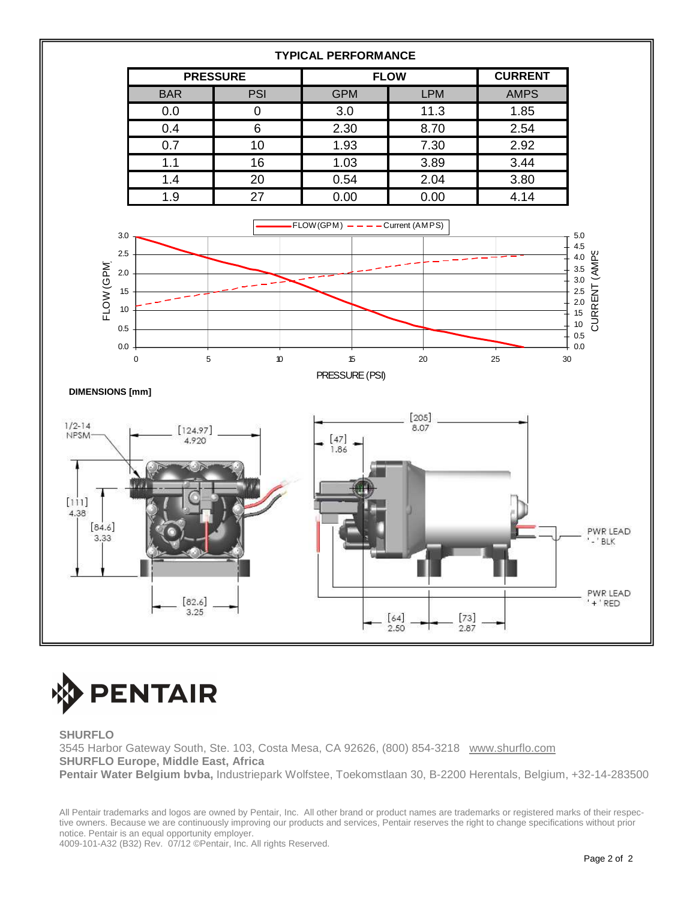## TYPICAL PERFORMANCE

| PRESSURE | | FLOW | | CURRENT |
|---|---|---|---|---|
| BAR | PSI | GPM | LPM | AMPS |
| 0.0 | 0 | 3.0 | 11.3 | 1.85 |
| 0.4 | 6 | 2.30 | 8.70 | 2.54 |
| 0.7 | 10 | 1.93 | 7.30 | 2.92 |
| 1.1 | 16 | 1.03 | 3.89 | 3.44 |
| 1.4 | 20 | 0.54 | 2.04 | 3.80 |
| 1.9 | 27 | 0.00 | 0.00 | 4.14 |

FLOW (GPM)
Current (AMPS)
FLOW (GPM)
CURRENT (AMPS)
PRESSURE (PSI)
3.0
2.5
2.0
15
10
0.5
0.0
5.0
4.5
4.0
3.5
3.0
2.5
2.0
15
10
0.5
0.0
0
5
10
15
20
25
30

**DIMENSIONS [mm]**

1/2-14 NPSM
[124.97] 4.920
[111] 4.38
[84.6] 3.33
[82.6] 3.25
[205] 8.07
[47] 1.86
PWR LEAD '-' BLK
PWR LEAD '+' RED
[64] 2.50
[73] 2.87

PENTAIR

**SHURFLO**
3545 Harbor Gateway South, Ste. 103, Costa Mesa, CA 92626, (800) 854-3218 www.shurflo.com
**SHURFLO Europe, Middle East, Africa**
**Pentair Water Belgium bvba,** Industriepark Wolfstee, Toekomstlaan 30, B-2200 Herentals, Belgium, +32-14-283500

All Pentair trademarks and logos are owned by Pentair, Inc. All other brand or product names are trademarks or registered marks of their respective owners. Because we are continuously improving our products and services, Pentair reserves the right to change specifications without prior notice. Pentair is an equal opportunity employer.
4009-101-A32 (B32) Rev. 07/12 ©Pentair, Inc. All rights Reserved.